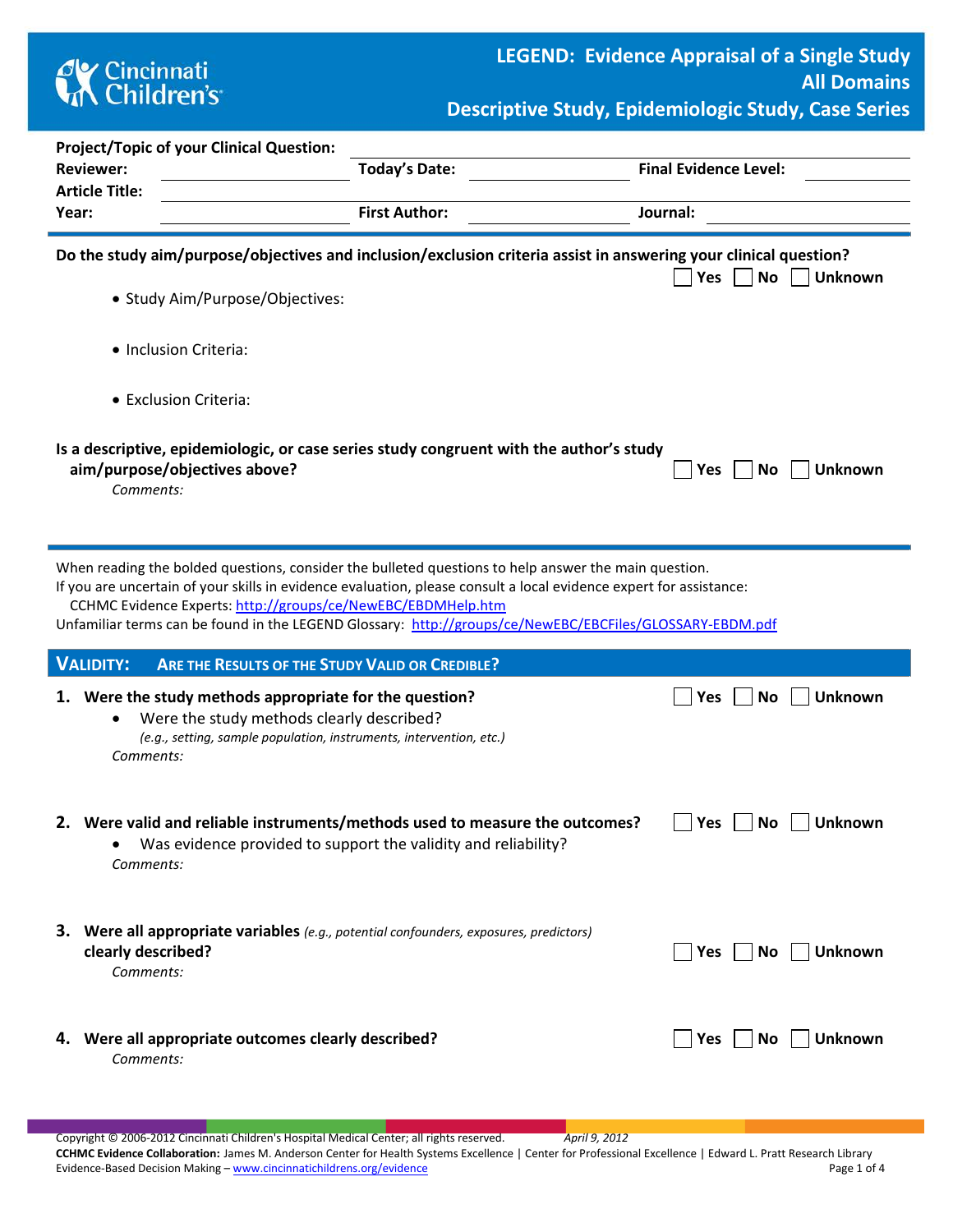# Cincinnati Children's

## LEGEND: Evidence Appraisal of a Single Study
## All Domains
## Descriptive Study, Epidemiologic Study, Case Series

**Project/Topic of your Clinical Question:** ____________________

**Reviewer:** ____________ **Today's Date:** ____________ **Final Evidence Level:** ____________

**Article Title:** ____________________

**Year:** ____________ **First Author:** ____________ **Journal:** ____________

---

**Do the study aim/purpose/objectives and inclusion/exclusion criteria assist in answering your clinical question?** ☐ Yes ☐ No ☐ Unknown

- Study Aim/Purpose/Objectives:
- Inclusion Criteria:
- Exclusion Criteria:

**Is a descriptive, epidemiologic, or case series study congruent with the author's study aim/purpose/objectives above?** ☐ Yes ☐ No ☐ Unknown

*Comments:*

---

When reading the bolded questions, consider the bulleted questions to help answer the main question.
If you are uncertain of your skills in evidence evaluation, please consult a local evidence expert for assistance:
CCHMC Evidence Experts: http://groups/ce/NewEBC/EBDMHelp.htm
Unfamiliar terms can be found in the LEGEND Glossary: http://groups/ce/NewEBC/EBCFiles/GLOSSARY-EBDM.pdf

## VALIDITY: ARE THE RESULTS OF THE STUDY VALID OR CREDIBLE?

1. **Were the study methods appropriate for the question?** ☐ Yes ☐ No ☐ Unknown
   - Were the study methods clearly described?
     *(e.g., setting, sample population, instruments, intervention, etc.)*

   *Comments:*

2. **Were valid and reliable instruments/methods used to measure the outcomes?** ☐ Yes ☐ No ☐ Unknown
   - Was evidence provided to support the validity and reliability?

   *Comments:*

3. **Were all appropriate variables** *(e.g., potential confounders, exposures, predictors)* **clearly described?** ☐ Yes ☐ No ☐ Unknown

   *Comments:*

4. **Were all appropriate outcomes clearly described?** ☐ Yes ☐ No ☐ Unknown

   *Comments:*

Copyright © 2006-2012 Cincinnati Children's Hospital Medical Center; all rights reserved. *April 9, 2012*
**CCHMC Evidence Collaboration:** James M. Anderson Center for Health Systems Excellence | Center for Professional Excellence | Edward L. Pratt Research Library
Evidence-Based Decision Making – www.cincinnatichildrens.org/evidence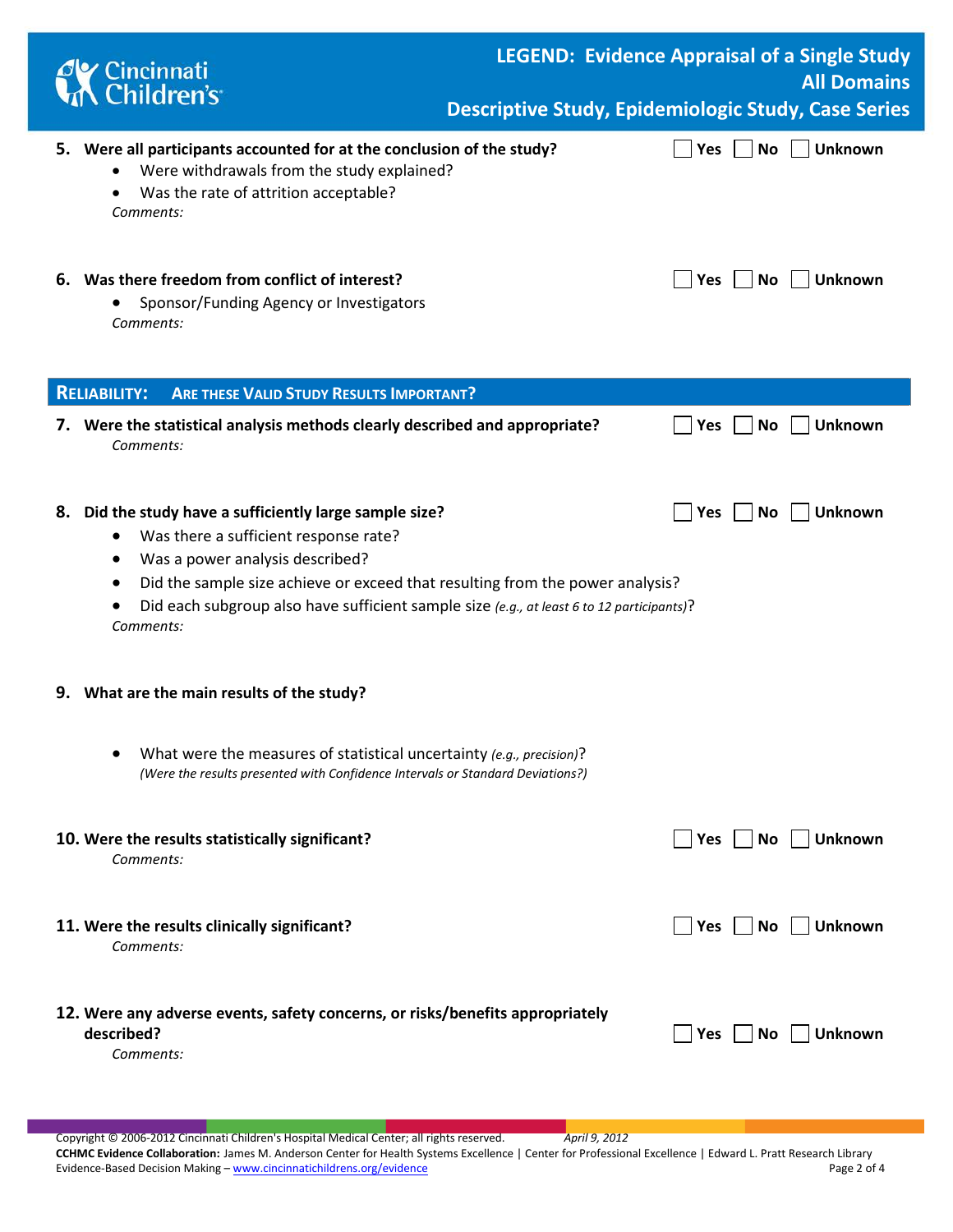**5. Were all participants accounted for at the conclusion of the study?** ☐ Yes ☐ No ☐ Unknown

- Were withdrawals from the study explained?
- Was the rate of attrition acceptable?

*Comments:*

**6. Was there freedom from conflict of interest?** ☐ Yes ☐ No ☐ Unknown

- Sponsor/Funding Agency or Investigators

*Comments:*

## RELIABILITY: ARE THESE VALID STUDY RESULTS IMPORTANT?

**7. Were the statistical analysis methods clearly described and appropriate?** ☐ Yes ☐ No ☐ Unknown

*Comments:*

**8. Did the study have a sufficiently large sample size?** ☐ Yes ☐ No ☐ Unknown

- Was there a sufficient response rate?
- Was a power analysis described?
- Did the sample size achieve or exceed that resulting from the power analysis?
- Did each subgroup also have sufficient sample size *(e.g., at least 6 to 12 participants)*?

*Comments:*

**9. What are the main results of the study?**

- What were the measures of statistical uncertainty *(e.g., precision)*?
  *(Were the results presented with Confidence Intervals or Standard Deviations?)*

**10. Were the results statistically significant?** ☐ Yes ☐ No ☐ Unknown

*Comments:*

**11. Were the results clinically significant?** ☐ Yes ☐ No ☐ Unknown

*Comments:*

**12. Were any adverse events, safety concerns, or risks/benefits appropriately described?** ☐ Yes ☐ No ☐ Unknown

*Comments:*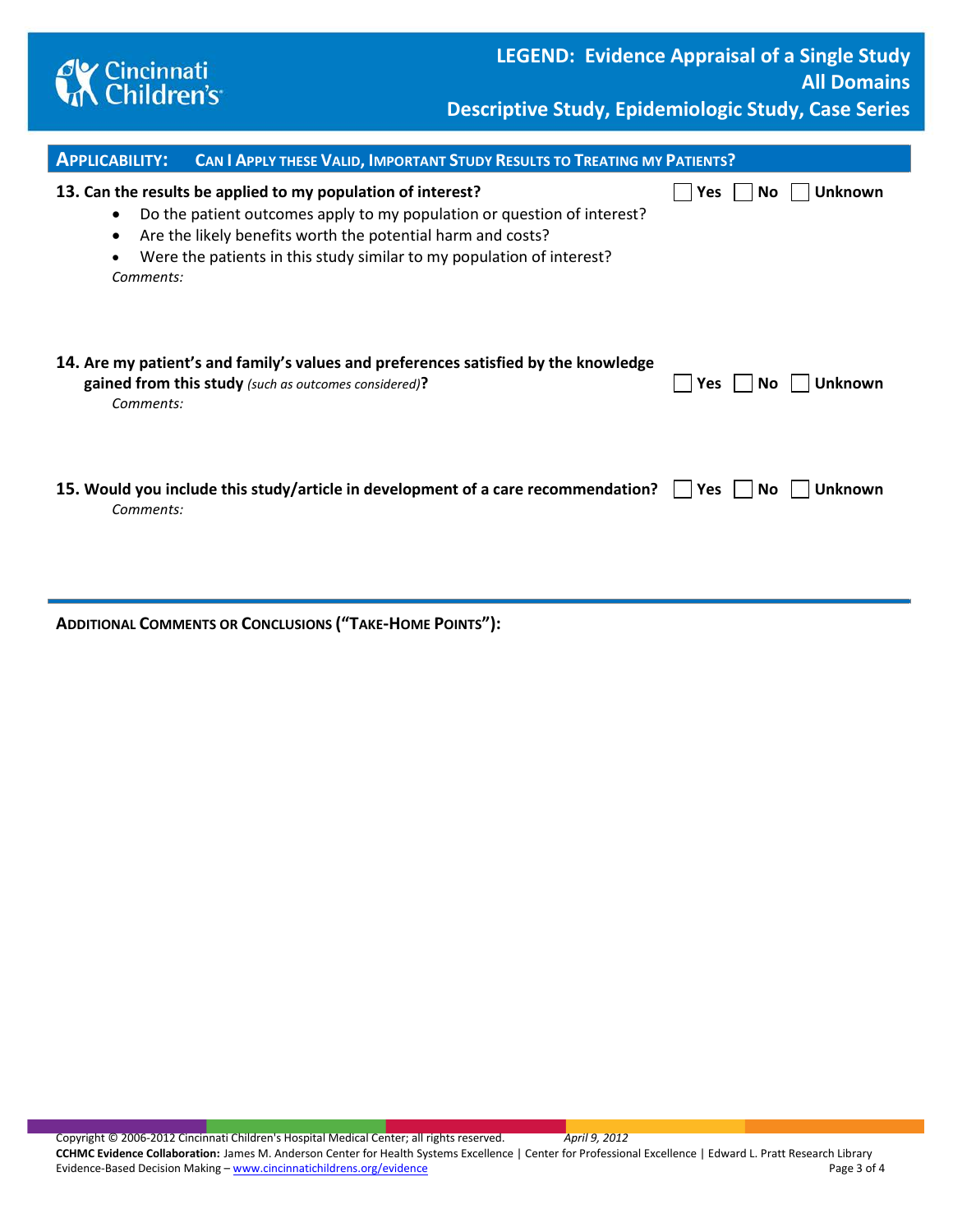## APPLICABILITY: CAN I APPLY THESE VALID, IMPORTANT STUDY RESULTS TO TREATING MY PATIENTS?

**13. Can the results be applied to my population of interest?** ☐ Yes ☐ No ☐ Unknown

- Do the patient outcomes apply to my population or question of interest?
- Are the likely benefits worth the potential harm and costs?
- Were the patients in this study similar to my population of interest?

*Comments:*

**14. Are my patient's and family's values and preferences satisfied by the knowledge gained from this study** *(such as outcomes considered)***?** ☐ Yes ☐ No ☐ Unknown

*Comments:*

**15. Would you include this study/article in development of a care recommendation?** ☐ Yes ☐ No ☐ Unknown

*Comments:*

---

**ADDITIONAL COMMENTS OR CONCLUSIONS ("TAKE-HOME POINTS"):**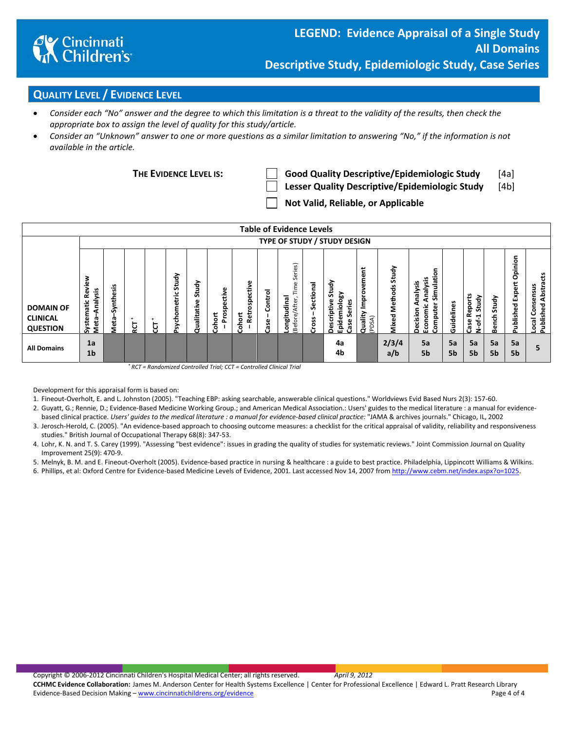# LEGEND: Evidence Appraisal of a Single Study
## All Domains
## Descriptive Study, Epidemiologic Study, Case Series

## Quality Level / Evidence Level

- *Consider each "No" answer and the degree to which this limitation is a threat to the validity of the results, then check the appropriate box to assign the level of quality for this study/article.*
- *Consider an "Unknown" answer to one or more questions as a similar limitation to answering "No," if the information is not available in the article.*

**The Evidence Level is:**

- ☐ **Good Quality Descriptive/Epidemiologic Study** [4a]
- ☐ **Lesser Quality Descriptive/Epidemiologic Study** [4b]
- ☐ **Not Valid, Reliable, or Applicable**

**Table of Evidence Levels**

| | TYPE OF STUDY / STUDY DESIGN | | | | | | | | | | | | | | | | | | | | |
|---|---|---|---|---|---|---|---|---|---|---|---|---|---|---|---|---|---|---|---|---|---|
| **DOMAIN OF CLINICAL QUESTION** | Systematic Review Meta-Analysis | Meta–Synthesis | RCT[+] | CCT[+] | Psychometric Study | Qualitative Study | Cohort – Prospective | Cohort – Retrospective | Case – Control | Longitudinal (Before/After, Time Series) | Cross – Sectional | Descriptive Study Epidemiology Case Series | Quality Improvement (PDSA) | Mixed Methods Study | Decision Analysis Economic Analysis Computer Simulation | Guidelines | Case Reports N-of-1 Study | Bench Study | Published Expert Opinion | Local Consensus Published Abstracts |
| **All Domains** | **1a 1b** | | | | | | | | | | | **4a 4b** | | **2/3/4 a/b** | **5a 5b** | **5a 5b** | **5a 5b** | **5a 5b** | **5a 5b** | **5** |

*[+] RCT = Randomized Controlled Trial; CCT = Controlled Clinical Trial*

Development for this appraisal form is based on:

1. Fineout-Overholt, E. and L. Johnston (2005). "Teaching EBP: asking searchable, answerable clinical questions." Worldviews Evid Based Nurs 2(3): 157-60.
2. Guyatt, G.; Rennie, D.; Evidence-Based Medicine Working Group.; and American Medical Association.: Users' guides to the medical literature : a manual for evidence-based clinical practice. *Users' guides to the medical literature : a manual for evidence-based clinical practice:* "JAMA & archives journals." Chicago, IL, 2002
3. Jerosch-Herold, C. (2005). "An evidence-based approach to choosing outcome measures: a checklist for the critical appraisal of validity, reliability and responsiveness studies." British Journal of Occupational Therapy 68(8): 347-53.
4. Lohr, K. N. and T. S. Carey (1999). "Assessing "best evidence": issues in grading the quality of studies for systematic reviews." Joint Commission Journal on Quality Improvement 25(9): 470-9.
5. Melnyk, B. M. and E. Fineout-Overholt (2005). Evidence-based practice in nursing & healthcare : a guide to best practice. Philadelphia, Lippincott Williams & Wilkins.
6. Phillips, et al: Oxford Centre for Evidence-based Medicine Levels of Evidence, 2001. Last accessed Nov 14, 2007 from http://www.cebm.net/index.aspx?o=1025.

Copyright © 2006-2012 Cincinnati Children's Hospital Medical Center; all rights reserved. *April 9, 2012*

**CCHMC Evidence Collaboration:** James M. Anderson Center for Health Systems Excellence | Center for Professional Excellence | Edward L. Pratt Research Library

Evidence-Based Decision Making – www.cincinnatichildrens.org/evidence